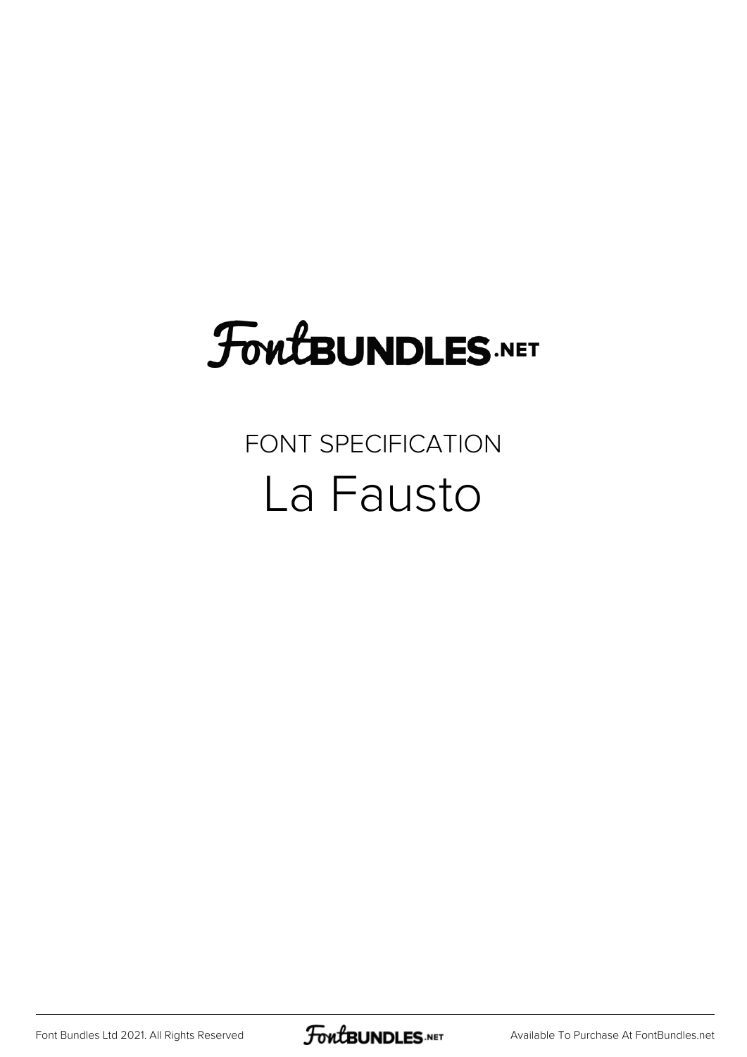# FontBUNDLES.NET

FONT SPECIFICATION

## La Fausto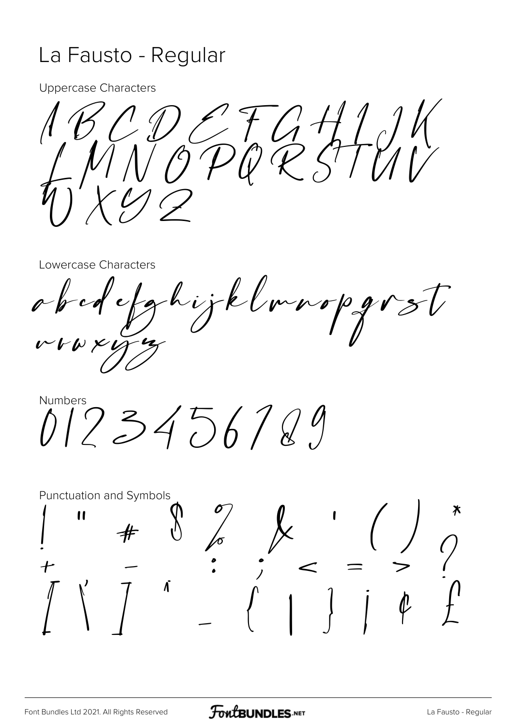# La Fausto - Regular

Uppercase Characters

A B C D E F G H I J K L M N O P Q R S T U V W X Y Z

Lowercase Characters

a b c d e f g h i j k l m n o p q r s t u v w x y z

Numbers

0 1 2 3 4 5 6 7 8 9

Punctuation and Symbols

! " # $ % & ' ( ) * + - : ; < = > ? [ \ ] ^ _ { | } ¡ ¢ £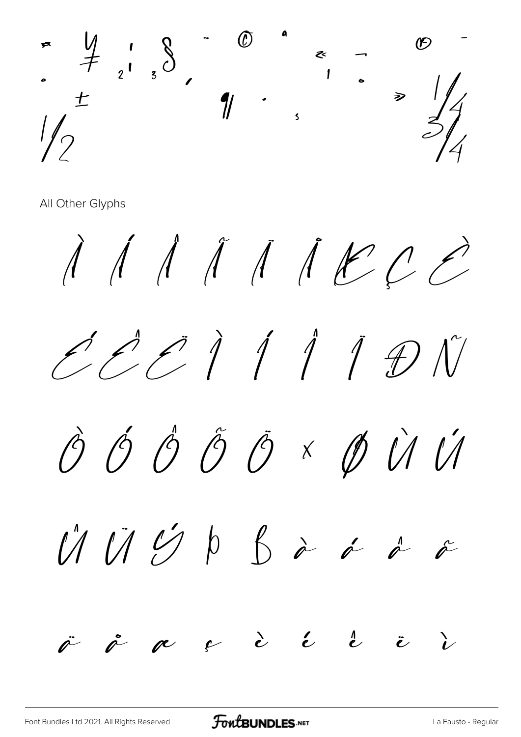¤ ¥ ¦ § ¨ © ª « ¬ ® ¯
° ± ² ³ ´ µ ¶ · ¸ ¹ º » ¼
½ ¾

All Other Glyphs

À Á Â Ã Ä Å Æ Ç È

É Ê Ë Ì Í Î Ï Ð Ñ

Ò Ó Ô Õ Ö × Ø Ù Ú

Û Ü Ý Þ ß à á â ã

ä å æ ç è é ê ë ì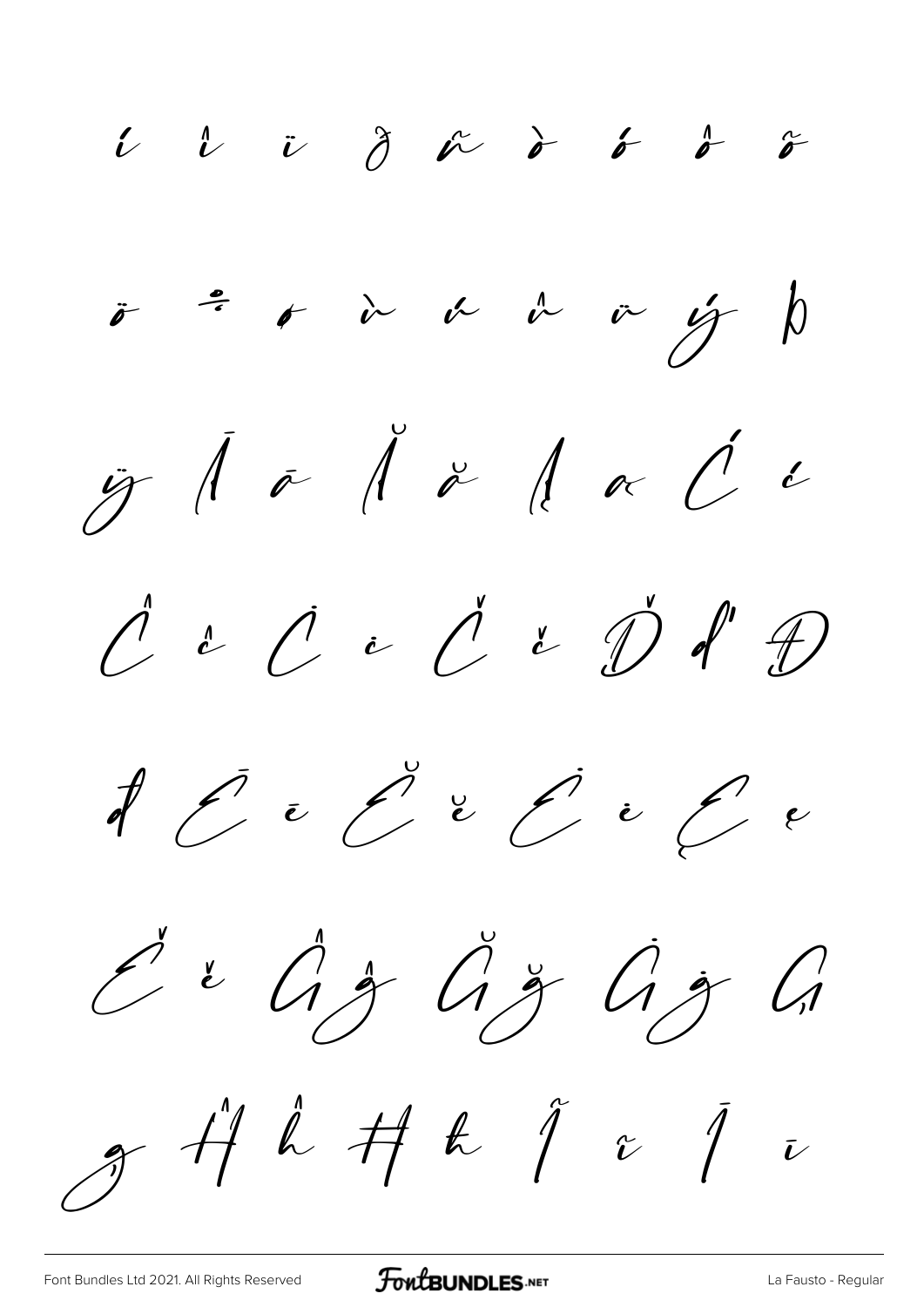í î ï ð ñ ò ó ô õ

ö ÷ ø ù ú û ü ý þ

ÿ Ā ā Ă ă Ą ą Ć ć

Ĉ ĉ Ċ ċ Č č Ď ď Đ

đ Ē ē Ĕ ĕ Ė ė Ę ę

Ě ě Ĝ ĝ Ğ ğ Ġ ġ Ģ

ģ Ĥ ĥ Ħ ħ Ĩ ĩ Ī ī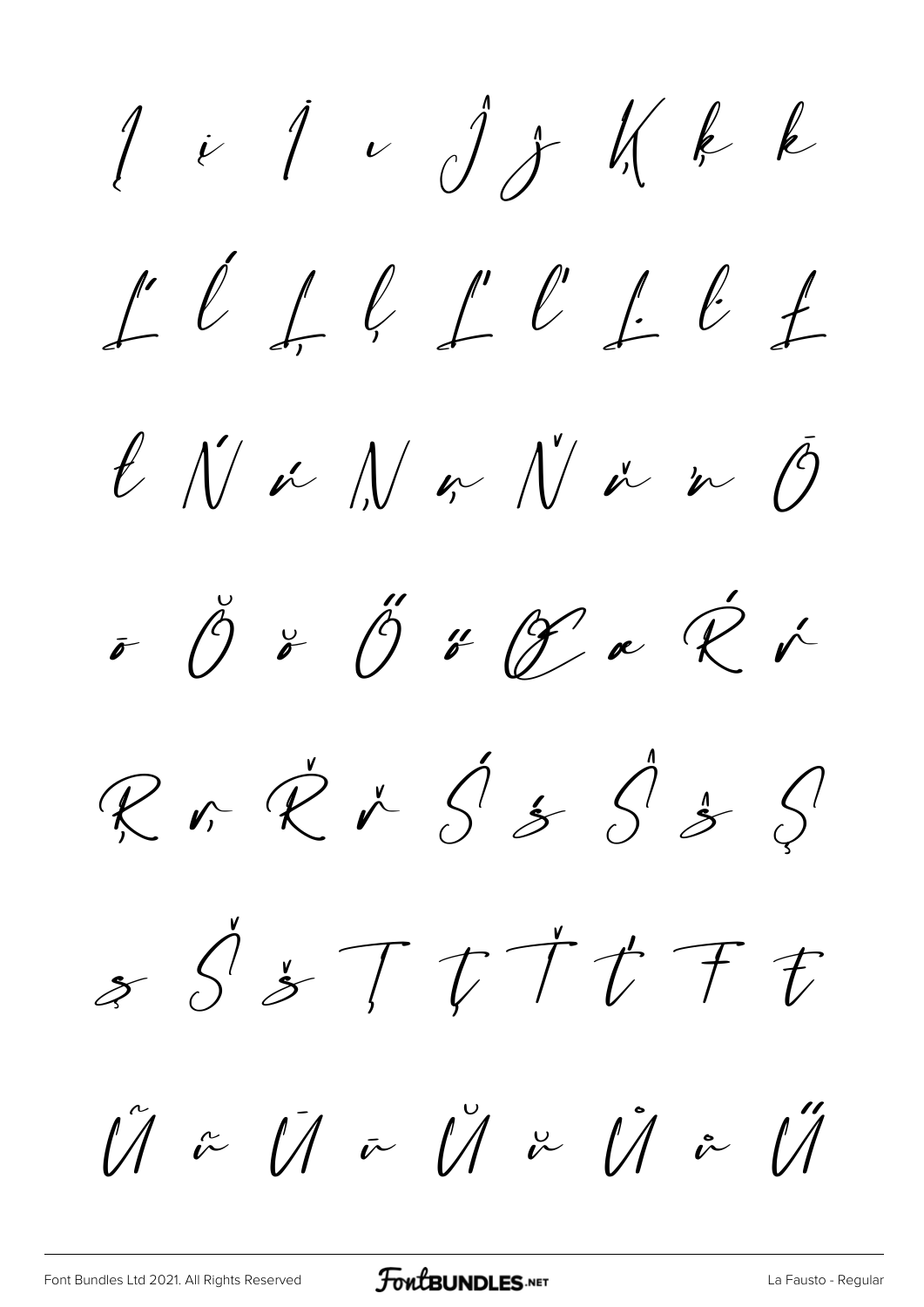Į į İ ı Ĵ ĵ Ķ ķ ĸ

Ĺ ĺ Ļ ļ Ľ ľ Ŀ ŀ Ł

ł Ń ń Ņ ņ Ň ň ŉ Ō

ō Ŏ ŏ Ő ő Œ œ Ŕ ŕ

Ŗ ŗ Ř ř Ś ś Ŝ ŝ Ş

ş Š š Ţ ţ Ť ť Ŧ ŧ

Ũ ũ Ū ū Ŭ ŭ Ů ů Ű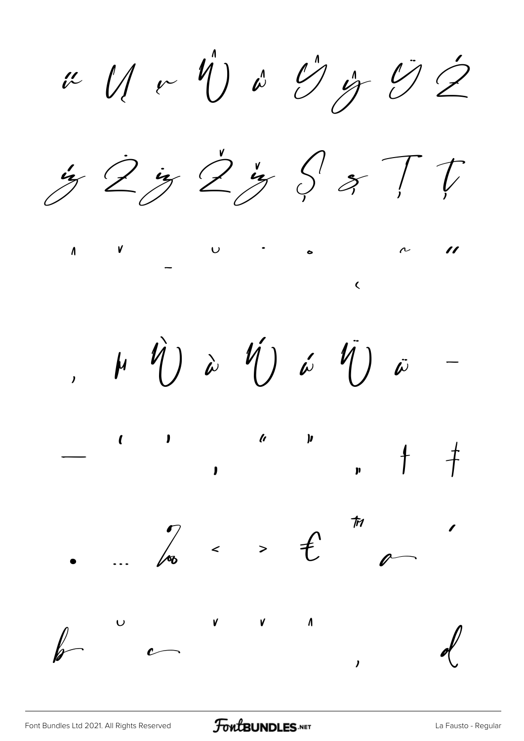ų Ų ų Ŵ ŵ Ŷ ŷ Ÿ Ź

ź Ż ż Ž ž Ș ș Ț ț

ˆ ˇ ˉ ˘ ˙ ˚ ˛ ˜ ˝

, µ Ẁ ẁ Ẃ ẃ Ẅ ẅ –

— ' ' ‚ " " „ † ‡

• … ‰ ‹ › € ™ 

 ˘ ˇ ˇ ˆ ,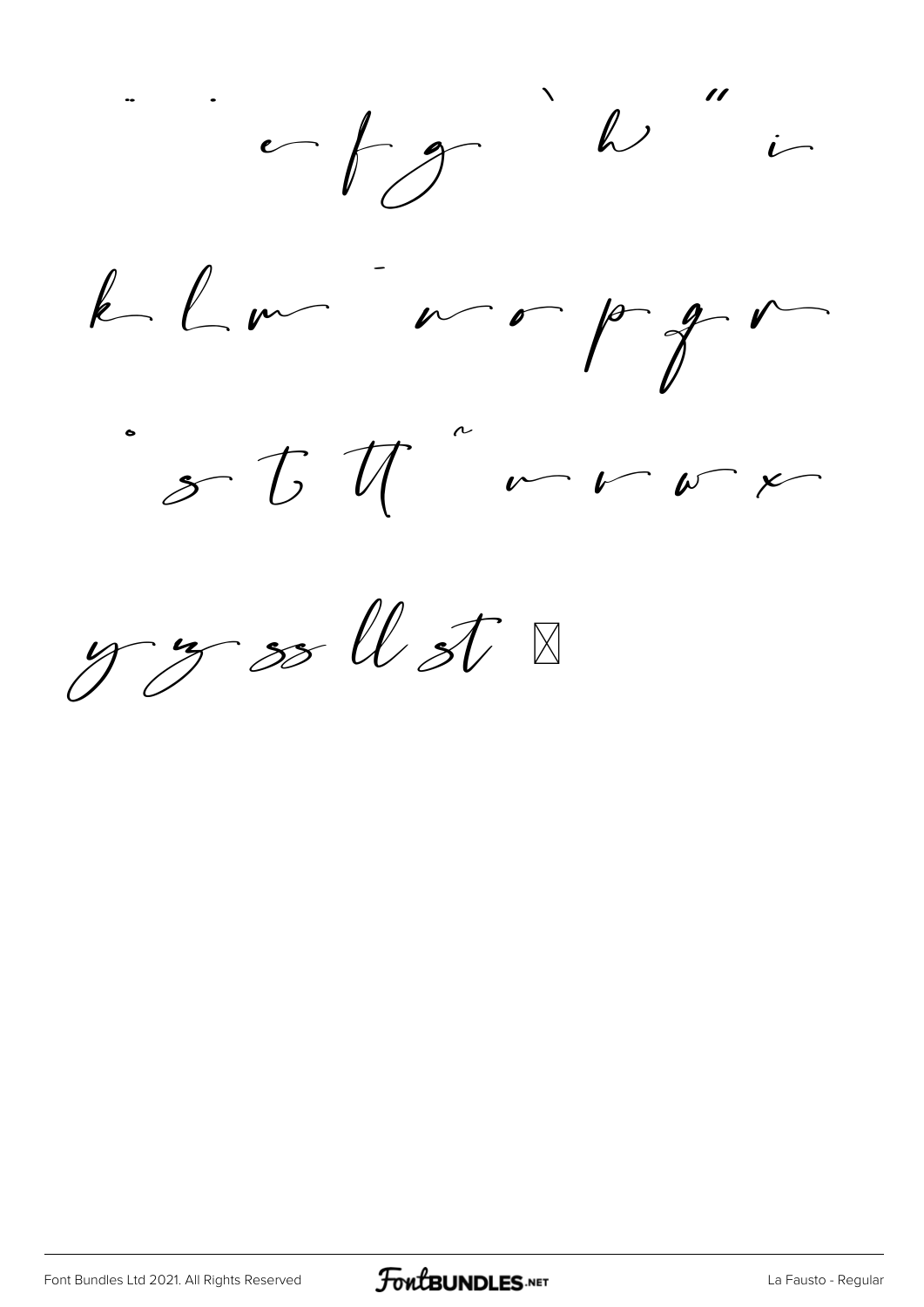¨ ˙ e f g ` h ˝ i

k l m ¯ n o p q r

˚ s t tt ˜ u v w x

y z ss ll st